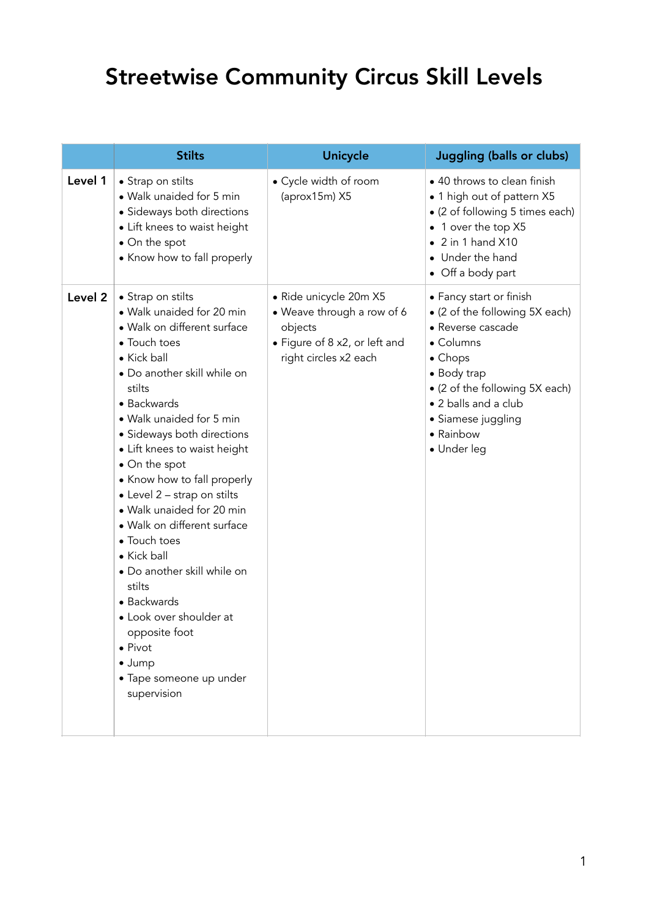# Streetwise Community Circus Skill Levels

| | Stilts | Unicycle | Juggling (balls or clubs) |
|---|---|---|---|
| **Level 1** | • Strap on stilts<br>• Walk unaided for 5 min<br>• Sideways both directions<br>• Lift knees to waist height<br>• On the spot<br>• Know how to fall properly | • Cycle width of room (aprox15m) X5 | • 40 throws to clean finish<br>• 1 high out of pattern X5<br>• (2 of following 5 times each)<br>• 1 over the top X5<br>• 2 in 1 hand X10<br>• Under the hand<br>• Off a body part |
| **Level 2** | • Strap on stilts<br>• Walk unaided for 20 min<br>• Walk on different surface<br>• Touch toes<br>• Kick ball<br>• Do another skill while on stilts<br>• Backwards<br>• Walk unaided for 5 min<br>• Sideways both directions<br>• Lift knees to waist height<br>• On the spot<br>• Know how to fall properly<br>• Level 2 – strap on stilts<br>• Walk unaided for 20 min<br>• Walk on different surface<br>• Touch toes<br>• Kick ball<br>• Do another skill while on stilts<br>• Backwards<br>• Look over shoulder at opposite foot<br>• Pivot<br>• Jump<br>• Tape someone up under supervision | • Ride unicycle 20m X5<br>• Weave through a row of 6 objects<br>• Figure of 8 x2, or left and right circles x2 each | • Fancy start or finish<br>• (2 of the following 5X each)<br>• Reverse cascade<br>• Columns<br>• Chops<br>• Body trap<br>• (2 of the following 5X each)<br>• 2 balls and a club<br>• Siamese juggling<br>• Rainbow<br>• Under leg |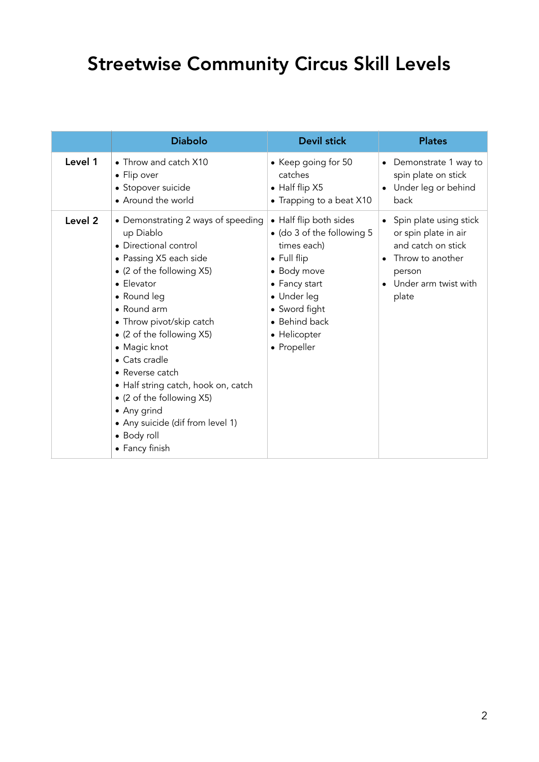# Streetwise Community Circus Skill Levels

| | Diabolo | Devil stick | Plates |
|---|---|---|---|
| **Level 1** | • Throw and catch X10<br>• Flip over<br>• Stopover suicide<br>• Around the world | • Keep going for 50 catches<br>• Half flip X5<br>• Trapping to a beat X10 | • Demonstrate 1 way to spin plate on stick<br>• Under leg or behind back |
| **Level 2** | • Demonstrating 2 ways of speeding up Diablo<br>• Directional control<br>• Passing X5 each side<br>• (2 of the following X5)<br>• Elevator<br>• Round leg<br>• Round arm<br>• Throw pivot/skip catch<br>• (2 of the following X5)<br>• Magic knot<br>• Cats cradle<br>• Reverse catch<br>• Half string catch, hook on, catch<br>• (2 of the following X5)<br>• Any grind<br>• Any suicide (dif from level 1)<br>• Body roll<br>• Fancy finish | • Half flip both sides<br>• (do 3 of the following 5 times each)<br>• Full flip<br>• Body move<br>• Fancy start<br>• Under leg<br>• Sword fight<br>• Behind back<br>• Helicopter<br>• Propeller | • Spin plate using stick or spin plate in air and catch on stick<br>• Throw to another person<br>• Under arm twist with plate |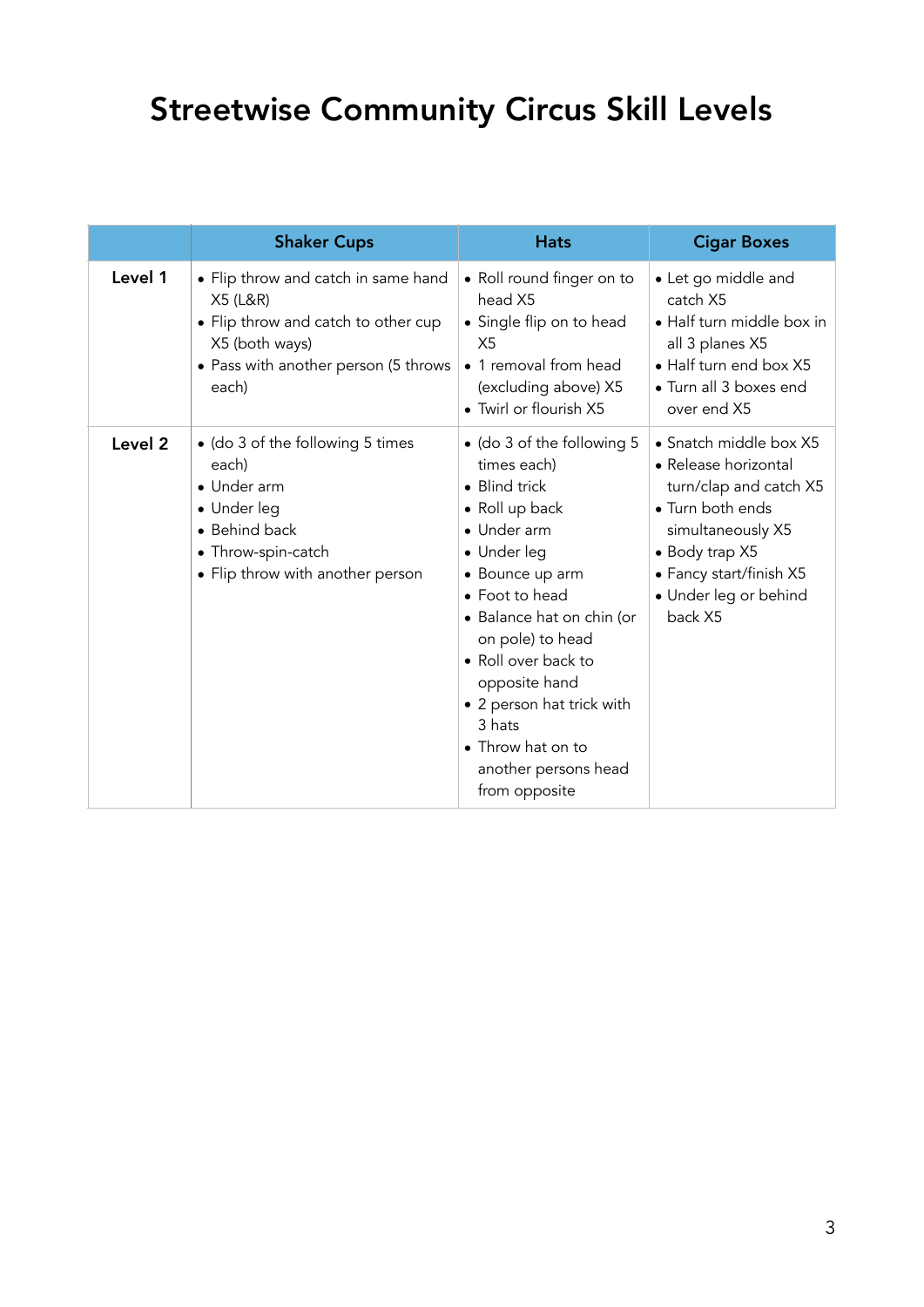# Streetwise Community Circus Skill Levels

| | Shaker Cups | Hats | Cigar Boxes |
|---|---|---|---|
| **Level 1** | • Flip throw and catch in same hand X5 (L&R)<br>• Flip throw and catch to other cup X5 (both ways)<br>• Pass with another person (5 throws each) | • Roll round finger on to head X5<br>• Single flip on to head X5<br>• 1 removal from head (excluding above) X5<br>• Twirl or flourish X5 | • Let go middle and catch X5<br>• Half turn middle box in all 3 planes X5<br>• Half turn end box X5<br>• Turn all 3 boxes end over end X5 |
| **Level 2** | • (do 3 of the following 5 times each)<br>• Under arm<br>• Under leg<br>• Behind back<br>• Throw-spin-catch<br>• Flip throw with another person | • (do 3 of the following 5 times each)<br>• Blind trick<br>• Roll up back<br>• Under arm<br>• Under leg<br>• Bounce up arm<br>• Foot to head<br>• Balance hat on chin (or on pole) to head<br>• Roll over back to opposite hand<br>• 2 person hat trick with 3 hats<br>• Throw hat on to another persons head from opposite | • Snatch middle box X5<br>• Release horizontal turn/clap and catch X5<br>• Turn both ends simultaneously X5<br>• Body trap X5<br>• Fancy start/finish X5<br>• Under leg or behind back X5 |